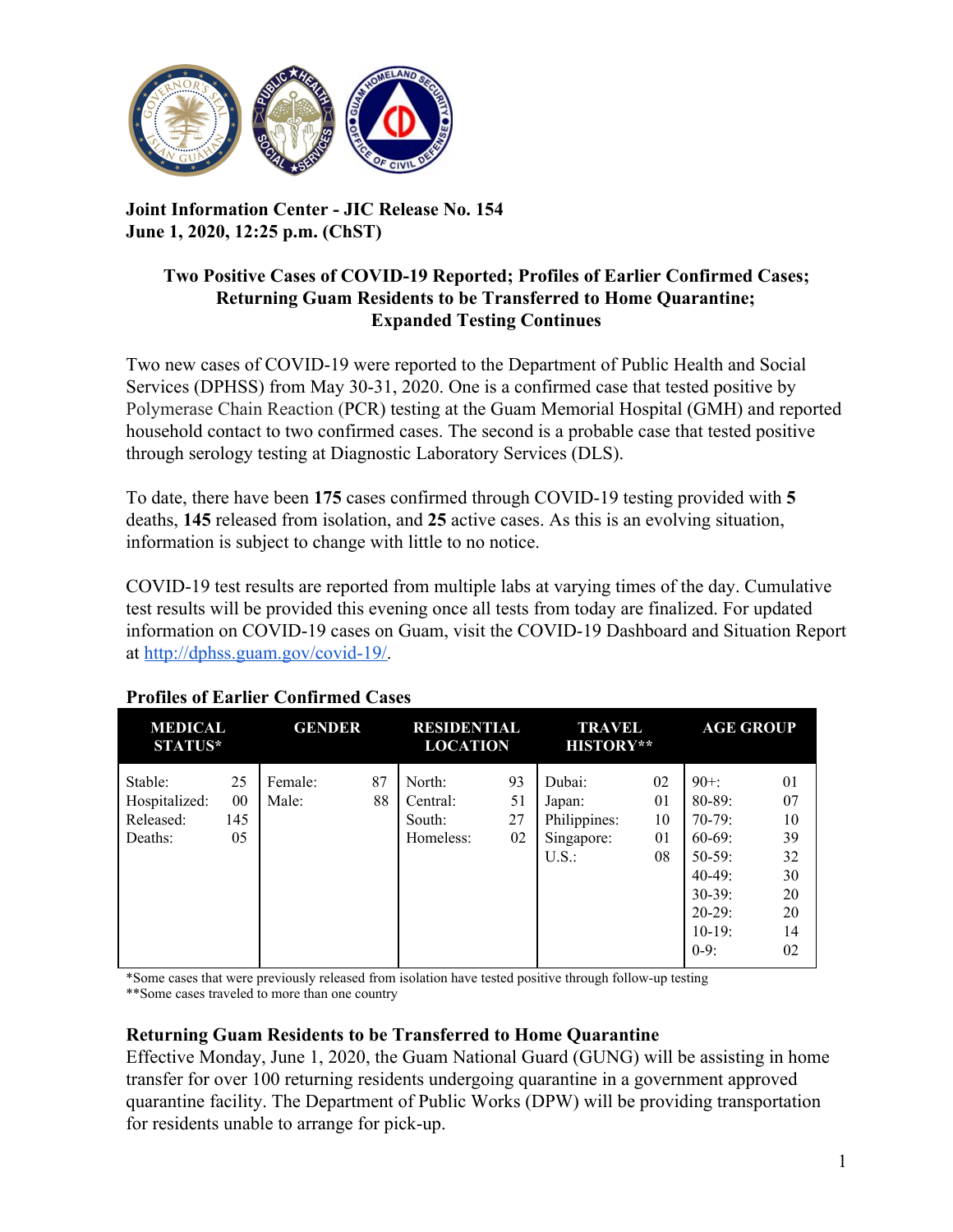**Joint Information Center - JIC Release No. 154**
**June 1, 2020, 12:25 p.m. (ChST)**

## Two Positive Cases of COVID-19 Reported; Profiles of Earlier Confirmed Cases; Returning Guam Residents to be Transferred to Home Quarantine; Expanded Testing Continues

Two new cases of COVID-19 were reported to the Department of Public Health and Social Services (DPHSS) from May 30-31, 2020. One is a confirmed case that tested positive by Polymerase Chain Reaction (PCR) testing at the Guam Memorial Hospital (GMH) and reported household contact to two confirmed cases. The second is a probable case that tested positive through serology testing at Diagnostic Laboratory Services (DLS).

To date, there have been **175** cases confirmed through COVID-19 testing provided with **5** deaths, **145** released from isolation, and **25** active cases. As this is an evolving situation, information is subject to change with little to no notice.

COVID-19 test results are reported from multiple labs at varying times of the day. Cumulative test results will be provided this evening once all tests from today are finalized. For updated information on COVID-19 cases on Guam, visit the COVID-19 Dashboard and Situation Report at http://dphss.guam.gov/covid-19/.

### Profiles of Earlier Confirmed Cases

| MEDICAL STATUS* | | GENDER | | RESIDENTIAL LOCATION | | TRAVEL HISTORY** | | AGE GROUP | |
|---|---|---|---|---|---|---|---|---|---|
| Stable: | 25 | Female: | 87 | North: | 93 | Dubai: | 02 | 90+: | 01 |
| Hospitalized: | 00 | Male: | 88 | Central: | 51 | Japan: | 01 | 80-89: | 07 |
| Released: | 145 | | | South: | 27 | Philippines: | 10 | 70-79: | 10 |
| Deaths: | 05 | | | Homeless: | 02 | Singapore: | 01 | 60-69: | 39 |
| | | | | | | U.S.: | 08 | 50-59: | 32 |
| | | | | | | | | 40-49: | 30 |
| | | | | | | | | 30-39: | 20 |
| | | | | | | | | 20-29: | 20 |
| | | | | | | | | 10-19: | 14 |
| | | | | | | | | 0-9: | 02 |

*Some cases that were previously released from isolation have tested positive through follow-up testing
**Some cases traveled to more than one country

### Returning Guam Residents to be Transferred to Home Quarantine

Effective Monday, June 1, 2020, the Guam National Guard (GUNG) will be assisting in home transfer for over 100 returning residents undergoing quarantine in a government approved quarantine facility. The Department of Public Works (DPW) will be providing transportation for residents unable to arrange for pick-up.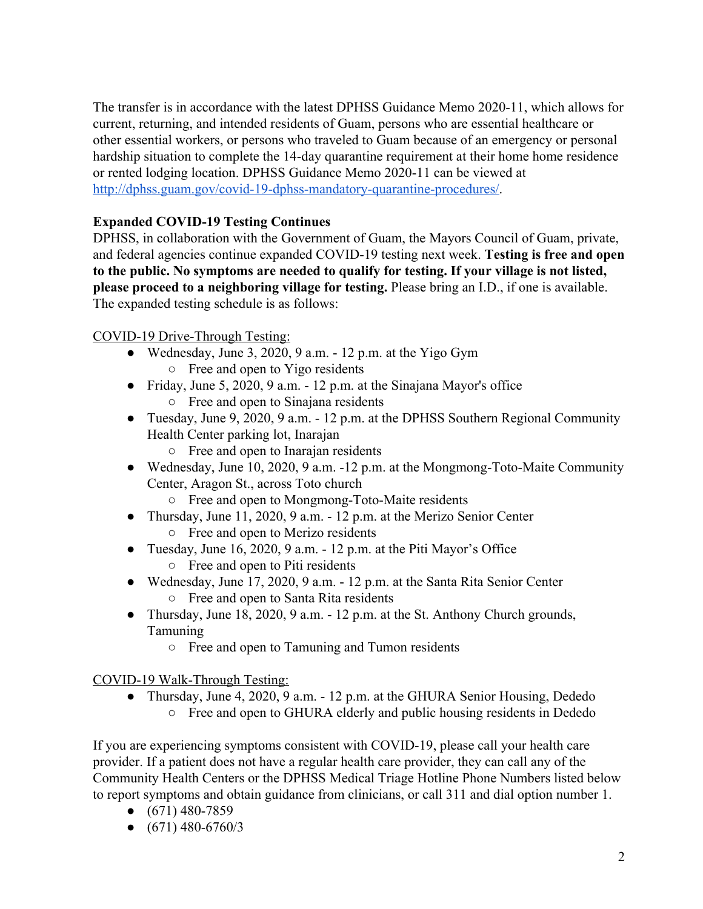The transfer is in accordance with the latest DPHSS Guidance Memo 2020-11, which allows for current, returning, and intended residents of Guam, persons who are essential healthcare or other essential workers, or persons who traveled to Guam because of an emergency or personal hardship situation to complete the 14-day quarantine requirement at their home home residence or rented lodging location. DPHSS Guidance Memo 2020-11 can be viewed at [http://dphss.guam.gov/covid-19-dphss-mandatory-quarantine-procedures/](http://dphss.guam.gov/covid-19-dphss-mandatory-quarantine-procedures/).

**Expanded COVID-19 Testing Continues**

DPHSS, in collaboration with the Government of Guam, the Mayors Council of Guam, private, and federal agencies continue expanded COVID-19 testing next week. **Testing is free and open to the public. No symptoms are needed to qualify for testing. If your village is not listed, please proceed to a neighboring village for testing.** Please bring an I.D., if one is available. The expanded testing schedule is as follows:

COVID-19 Drive-Through Testing:

- Wednesday, June 3, 2020, 9 a.m. - 12 p.m. at the Yigo Gym
  - Free and open to Yigo residents
- Friday, June 5, 2020, 9 a.m. - 12 p.m. at the Sinajana Mayor's office
  - Free and open to Sinajana residents
- Tuesday, June 9, 2020, 9 a.m. - 12 p.m. at the DPHSS Southern Regional Community Health Center parking lot, Inarajan
  - Free and open to Inarajan residents
- Wednesday, June 10, 2020, 9 a.m. -12 p.m. at the Mongmong-Toto-Maite Community Center, Aragon St., across Toto church
  - Free and open to Mongmong-Toto-Maite residents
- Thursday, June 11, 2020, 9 a.m. - 12 p.m. at the Merizo Senior Center
  - Free and open to Merizo residents
- Tuesday, June 16, 2020, 9 a.m. - 12 p.m. at the Piti Mayor's Office
  - Free and open to Piti residents
- Wednesday, June 17, 2020, 9 a.m. - 12 p.m. at the Santa Rita Senior Center
  - Free and open to Santa Rita residents
- Thursday, June 18, 2020, 9 a.m. - 12 p.m. at the St. Anthony Church grounds, Tamuning
  - Free and open to Tamuning and Tumon residents

COVID-19 Walk-Through Testing:

- Thursday, June 4, 2020, 9 a.m. - 12 p.m. at the GHURA Senior Housing, Dededo
  - Free and open to GHURA elderly and public housing residents in Dededo

If you are experiencing symptoms consistent with COVID-19, please call your health care provider. If a patient does not have a regular health care provider, they can call any of the Community Health Centers or the DPHSS Medical Triage Hotline Phone Numbers listed below to report symptoms and obtain guidance from clinicians, or call 311 and dial option number 1.

- (671) 480-7859
- (671) 480-6760/3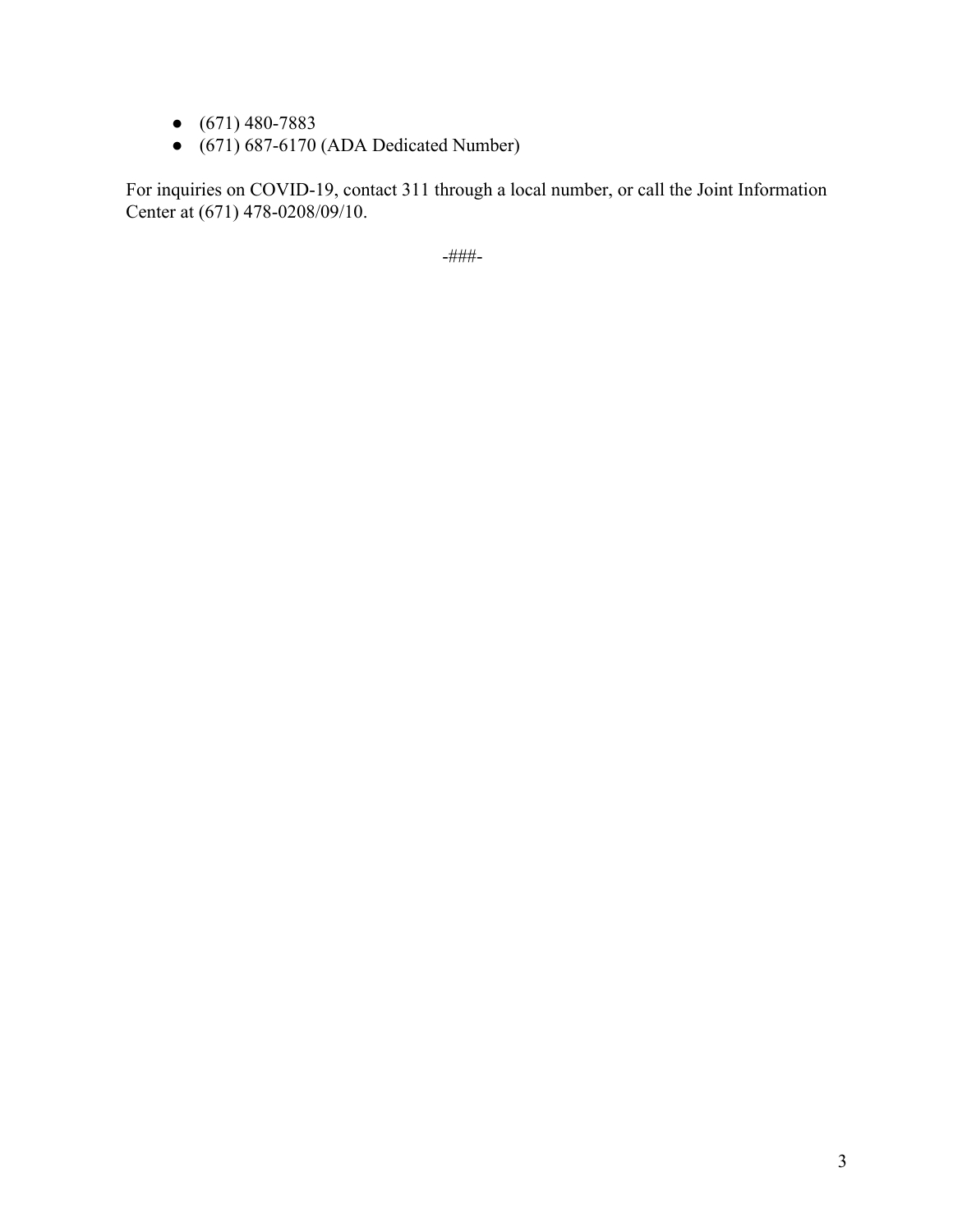- (671) 480-7883
- (671) 687-6170 (ADA Dedicated Number)

For inquiries on COVID-19, contact 311 through a local number, or call the Joint Information Center at (671) 478-0208/09/10.

-###-